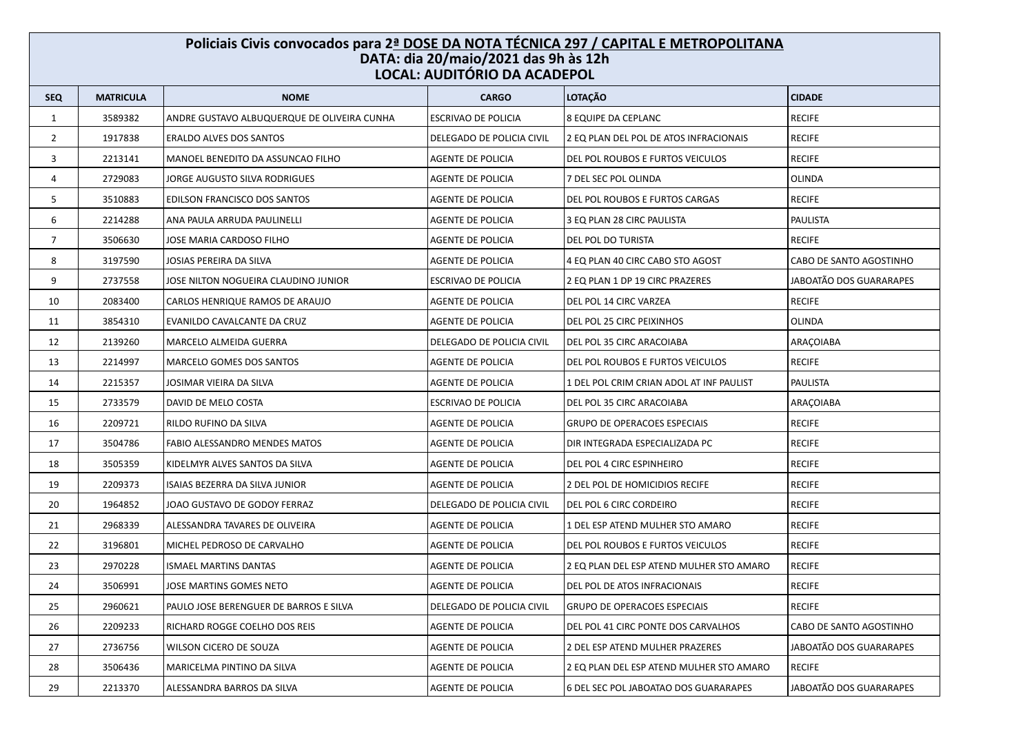**Policiais Civis convocados para 2ª DOSE DA NOTA TÉCNICA 297 / CAPITAL E METROPOLITANA**
**DATA: dia 20/maio/2021 das 9h às 12h**
**LOCAL: AUDITÓRIO DA ACADEPOL**

| SEQ | MATRICULA | NOME | CARGO | LOTAÇÃO | CIDADE |
|---|---|---|---|---|---|
| 1 | 3589382 | ANDRE GUSTAVO ALBUQUERQUE DE OLIVEIRA CUNHA | ESCRIVAO DE POLICIA | 8 EQUIPE DA CEPLANC | RECIFE |
| 2 | 1917838 | ERALDO ALVES DOS SANTOS | DELEGADO DE POLICIA CIVIL | 2 EQ PLAN DEL POL DE ATOS INFRACIONAIS | RECIFE |
| 3 | 2213141 | MANOEL BENEDITO DA ASSUNCAO FILHO | AGENTE DE POLICIA | DEL POL ROUBOS E FURTOS VEICULOS | RECIFE |
| 4 | 2729083 | JORGE AUGUSTO SILVA RODRIGUES | AGENTE DE POLICIA | 7 DEL SEC POL OLINDA | OLINDA |
| 5 | 3510883 | EDILSON FRANCISCO DOS SANTOS | AGENTE DE POLICIA | DEL POL ROUBOS E FURTOS CARGAS | RECIFE |
| 6 | 2214288 | ANA PAULA ARRUDA PAULINELLI | AGENTE DE POLICIA | 3 EQ PLAN 28 CIRC PAULISTA | PAULISTA |
| 7 | 3506630 | JOSE MARIA CARDOSO FILHO | AGENTE DE POLICIA | DEL POL DO TURISTA | RECIFE |
| 8 | 3197590 | JOSIAS PEREIRA DA SILVA | AGENTE DE POLICIA | 4 EQ PLAN 40 CIRC CABO STO AGOST | CABO DE SANTO AGOSTINHO |
| 9 | 2737558 | JOSE NILTON NOGUEIRA CLAUDINO JUNIOR | ESCRIVAO DE POLICIA | 2 EQ PLAN 1 DP 19 CIRC PRAZERES | JABOATÃO DOS GUARARAPES |
| 10 | 2083400 | CARLOS HENRIQUE RAMOS DE ARAUJO | AGENTE DE POLICIA | DEL POL 14 CIRC VARZEA | RECIFE |
| 11 | 3854310 | EVANILDO CAVALCANTE DA CRUZ | AGENTE DE POLICIA | DEL POL 25 CIRC PEIXINHOS | OLINDA |
| 12 | 2139260 | MARCELO ALMEIDA GUERRA | DELEGADO DE POLICIA CIVIL | DEL POL 35 CIRC ARACOIABA | ARAÇOIABA |
| 13 | 2214997 | MARCELO GOMES DOS SANTOS | AGENTE DE POLICIA | DEL POL ROUBOS E FURTOS VEICULOS | RECIFE |
| 14 | 2215357 | JOSIMAR VIEIRA DA SILVA | AGENTE DE POLICIA | 1 DEL POL CRIM CRIAN ADOL AT INF PAULIST | PAULISTA |
| 15 | 2733579 | DAVID DE MELO COSTA | ESCRIVAO DE POLICIA | DEL POL 35 CIRC ARACOIABA | ARAÇOIABA |
| 16 | 2209721 | RILDO RUFINO DA SILVA | AGENTE DE POLICIA | GRUPO DE OPERACOES ESPECIAIS | RECIFE |
| 17 | 3504786 | FABIO ALESSANDRO MENDES MATOS | AGENTE DE POLICIA | DIR INTEGRADA ESPECIALIZADA PC | RECIFE |
| 18 | 3505359 | KIDELMYR ALVES SANTOS DA SILVA | AGENTE DE POLICIA | DEL POL 4 CIRC ESPINHEIRO | RECIFE |
| 19 | 2209373 | ISAIAS BEZERRA DA SILVA JUNIOR | AGENTE DE POLICIA | 2 DEL POL DE HOMICIDIOS RECIFE | RECIFE |
| 20 | 1964852 | JOAO GUSTAVO DE GODOY FERRAZ | DELEGADO DE POLICIA CIVIL | DEL POL 6 CIRC CORDEIRO | RECIFE |
| 21 | 2968339 | ALESSANDRA TAVARES DE OLIVEIRA | AGENTE DE POLICIA | 1 DEL ESP ATEND MULHER STO AMARO | RECIFE |
| 22 | 3196801 | MICHEL PEDROSO DE CARVALHO | AGENTE DE POLICIA | DEL POL ROUBOS E FURTOS VEICULOS | RECIFE |
| 23 | 2970228 | ISMAEL MARTINS DANTAS | AGENTE DE POLICIA | 2 EQ PLAN DEL ESP ATEND MULHER STO AMARO | RECIFE |
| 24 | 3506991 | JOSE MARTINS GOMES NETO | AGENTE DE POLICIA | DEL POL DE ATOS INFRACIONAIS | RECIFE |
| 25 | 2960621 | PAULO JOSE BERENGUER DE BARROS E SILVA | DELEGADO DE POLICIA CIVIL | GRUPO DE OPERACOES ESPECIAIS | RECIFE |
| 26 | 2209233 | RICHARD ROGGE COELHO DOS REIS | AGENTE DE POLICIA | DEL POL 41 CIRC PONTE DOS CARVALHOS | CABO DE SANTO AGOSTINHO |
| 27 | 2736756 | WILSON CICERO DE SOUZA | AGENTE DE POLICIA | 2 DEL ESP ATEND MULHER PRAZERES | JABOATÃO DOS GUARARAPES |
| 28 | 3506436 | MARICELMA PINTINO DA SILVA | AGENTE DE POLICIA | 2 EQ PLAN DEL ESP ATEND MULHER STO AMARO | RECIFE |
| 29 | 2213370 | ALESSANDRA BARROS DA SILVA | AGENTE DE POLICIA | 6 DEL SEC POL JABOATAO DOS GUARARAPES | JABOATÃO DOS GUARARAPES |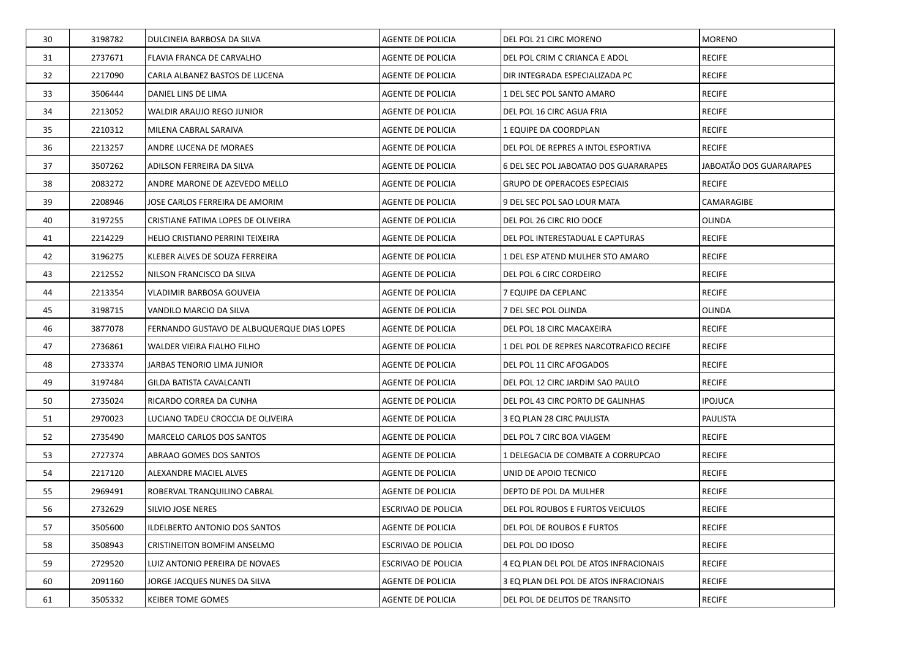| 30 | 3198782 | DULCINEIA BARBOSA DA SILVA | AGENTE DE POLICIA | DEL POL 21 CIRC MORENO | MORENO |
|---|---|---|---|---|---|
| 31 | 2737671 | FLAVIA FRANCA DE CARVALHO | AGENTE DE POLICIA | DEL POL CRIM C CRIANCA E ADOL | RECIFE |
| 32 | 2217090 | CARLA ALBANEZ BASTOS DE LUCENA | AGENTE DE POLICIA | DIR INTEGRADA ESPECIALIZADA PC | RECIFE |
| 33 | 3506444 | DANIEL LINS DE LIMA | AGENTE DE POLICIA | 1 DEL SEC POL SANTO AMARO | RECIFE |
| 34 | 2213052 | WALDIR ARAUJO REGO JUNIOR | AGENTE DE POLICIA | DEL POL 16 CIRC AGUA FRIA | RECIFE |
| 35 | 2210312 | MILENA CABRAL SARAIVA | AGENTE DE POLICIA | 1 EQUIPE DA COORDPLAN | RECIFE |
| 36 | 2213257 | ANDRE LUCENA DE MORAES | AGENTE DE POLICIA | DEL POL DE REPRES A INTOL ESPORTIVA | RECIFE |
| 37 | 3507262 | ADILSON FERREIRA DA SILVA | AGENTE DE POLICIA | 6 DEL SEC POL JABOATAO DOS GUARARAPES | JABOATÃO DOS GUARARAPES |
| 38 | 2083272 | ANDRE MARONE DE AZEVEDO MELLO | AGENTE DE POLICIA | GRUPO DE OPERACOES ESPECIAIS | RECIFE |
| 39 | 2208946 | JOSE CARLOS FERREIRA DE AMORIM | AGENTE DE POLICIA | 9 DEL SEC POL SAO LOUR MATA | CAMARAGIBE |
| 40 | 3197255 | CRISTIANE FATIMA LOPES DE OLIVEIRA | AGENTE DE POLICIA | DEL POL 26 CIRC RIO DOCE | OLINDA |
| 41 | 2214229 | HELIO CRISTIANO PERRINI TEIXEIRA | AGENTE DE POLICIA | DEL POL INTERESTADUAL E CAPTURAS | RECIFE |
| 42 | 3196275 | KLEBER ALVES DE SOUZA FERREIRA | AGENTE DE POLICIA | 1 DEL ESP ATEND MULHER STO AMARO | RECIFE |
| 43 | 2212552 | NILSON FRANCISCO DA SILVA | AGENTE DE POLICIA | DEL POL 6 CIRC CORDEIRO | RECIFE |
| 44 | 2213354 | VLADIMIR BARBOSA GOUVEIA | AGENTE DE POLICIA | 7 EQUIPE DA CEPLANC | RECIFE |
| 45 | 3198715 | VANDILO MARCIO DA SILVA | AGENTE DE POLICIA | 7 DEL SEC POL OLINDA | OLINDA |
| 46 | 3877078 | FERNANDO GUSTAVO DE ALBUQUERQUE DIAS LOPES | AGENTE DE POLICIA | DEL POL 18 CIRC MACAXEIRA | RECIFE |
| 47 | 2736861 | WALDER VIEIRA FIALHO FILHO | AGENTE DE POLICIA | 1 DEL POL DE REPRES NARCOTRAFICO RECIFE | RECIFE |
| 48 | 2733374 | JARBAS TENORIO LIMA JUNIOR | AGENTE DE POLICIA | DEL POL 11 CIRC AFOGADOS | RECIFE |
| 49 | 3197484 | GILDA BATISTA CAVALCANTI | AGENTE DE POLICIA | DEL POL 12 CIRC JARDIM SAO PAULO | RECIFE |
| 50 | 2735024 | RICARDO CORREA DA CUNHA | AGENTE DE POLICIA | DEL POL 43 CIRC PORTO DE GALINHAS | IPOJUCA |
| 51 | 2970023 | LUCIANO TADEU CROCCIA DE OLIVEIRA | AGENTE DE POLICIA | 3 EQ PLAN 28 CIRC PAULISTA | PAULISTA |
| 52 | 2735490 | MARCELO CARLOS DOS SANTOS | AGENTE DE POLICIA | DEL POL 7 CIRC BOA VIAGEM | RECIFE |
| 53 | 2727374 | ABRAAO GOMES DOS SANTOS | AGENTE DE POLICIA | 1 DELEGACIA DE COMBATE A CORRUPCAO | RECIFE |
| 54 | 2217120 | ALEXANDRE MACIEL ALVES | AGENTE DE POLICIA | UNID DE APOIO TECNICO | RECIFE |
| 55 | 2969491 | ROBERVAL TRANQUILINO CABRAL | AGENTE DE POLICIA | DEPTO DE POL DA MULHER | RECIFE |
| 56 | 2732629 | SILVIO JOSE NERES | ESCRIVAO DE POLICIA | DEL POL ROUBOS E FURTOS VEICULOS | RECIFE |
| 57 | 3505600 | ILDELBERTO ANTONIO DOS SANTOS | AGENTE DE POLICIA | DEL POL DE ROUBOS E FURTOS | RECIFE |
| 58 | 3508943 | CRISTINEITON BOMFIM ANSELMO | ESCRIVAO DE POLICIA | DEL POL DO IDOSO | RECIFE |
| 59 | 2729520 | LUIZ ANTONIO PEREIRA DE NOVAES | ESCRIVAO DE POLICIA | 4 EQ PLAN DEL POL DE ATOS INFRACIONAIS | RECIFE |
| 60 | 2091160 | JORGE JACQUES NUNES DA SILVA | AGENTE DE POLICIA | 3 EQ PLAN DEL POL DE ATOS INFRACIONAIS | RECIFE |
| 61 | 3505332 | KEIBER TOME GOMES | AGENTE DE POLICIA | DEL POL DE DELITOS DE TRANSITO | RECIFE |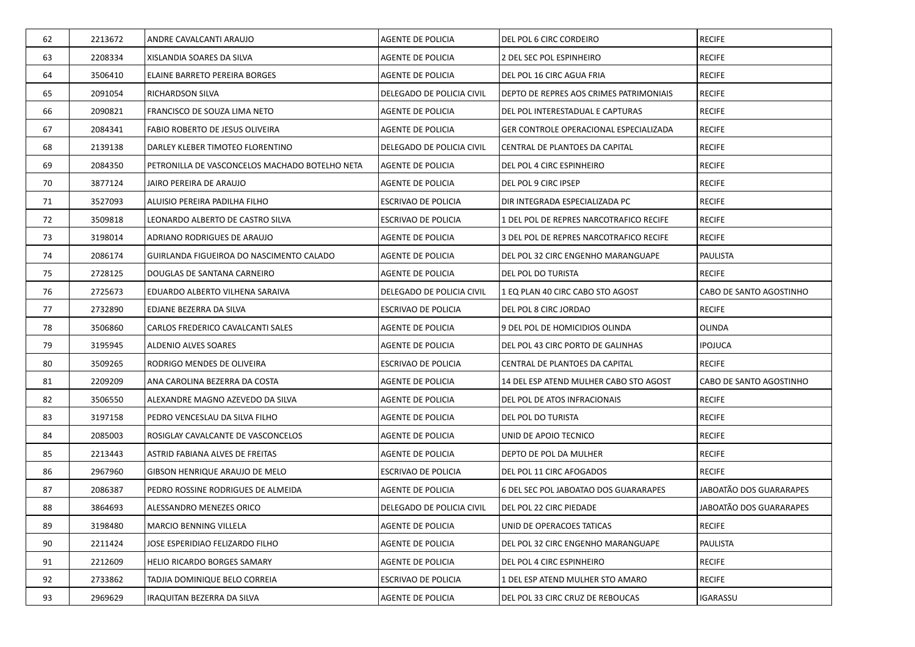| 62 | 2213672 | ANDRE CAVALCANTI ARAUJO | AGENTE DE POLICIA | DEL POL 6 CIRC CORDEIRO | RECIFE |
|---|---|---|---|---|---|
| 63 | 2208334 | XISLANDIA SOARES DA SILVA | AGENTE DE POLICIA | 2 DEL SEC POL ESPINHEIRO | RECIFE |
| 64 | 3506410 | ELAINE BARRETO PEREIRA BORGES | AGENTE DE POLICIA | DEL POL 16 CIRC AGUA FRIA | RECIFE |
| 65 | 2091054 | RICHARDSON SILVA | DELEGADO DE POLICIA CIVIL | DEPTO DE REPRES AOS CRIMES PATRIMONIAIS | RECIFE |
| 66 | 2090821 | FRANCISCO DE SOUZA LIMA NETO | AGENTE DE POLICIA | DEL POL INTERESTADUAL E CAPTURAS | RECIFE |
| 67 | 2084341 | FABIO ROBERTO DE JESUS OLIVEIRA | AGENTE DE POLICIA | GER CONTROLE OPERACIONAL ESPECIALIZADA | RECIFE |
| 68 | 2139138 | DARLEY KLEBER TIMOTEO FLORENTINO | DELEGADO DE POLICIA CIVIL | CENTRAL DE PLANTOES DA CAPITAL | RECIFE |
| 69 | 2084350 | PETRONILLA DE VASCONCELOS MACHADO BOTELHO NETA | AGENTE DE POLICIA | DEL POL 4 CIRC ESPINHEIRO | RECIFE |
| 70 | 3877124 | JAIRO PEREIRA DE ARAUJO | AGENTE DE POLICIA | DEL POL 9 CIRC IPSEP | RECIFE |
| 71 | 3527093 | ALUISIO PEREIRA PADILHA FILHO | ESCRIVAO DE POLICIA | DIR INTEGRADA ESPECIALIZADA PC | RECIFE |
| 72 | 3509818 | LEONARDO ALBERTO DE CASTRO SILVA | ESCRIVAO DE POLICIA | 1 DEL POL DE REPRES NARCOTRAFICO RECIFE | RECIFE |
| 73 | 3198014 | ADRIANO RODRIGUES DE ARAUJO | AGENTE DE POLICIA | 3 DEL POL DE REPRES NARCOTRAFICO RECIFE | RECIFE |
| 74 | 2086174 | GUIRLANDA FIGUEIROA DO NASCIMENTO CALADO | AGENTE DE POLICIA | DEL POL 32 CIRC ENGENHO MARANGUAPE | PAULISTA |
| 75 | 2728125 | DOUGLAS DE SANTANA CARNEIRO | AGENTE DE POLICIA | DEL POL DO TURISTA | RECIFE |
| 76 | 2725673 | EDUARDO ALBERTO VILHENA SARAIVA | DELEGADO DE POLICIA CIVIL | 1 EQ PLAN 40 CIRC CABO STO AGOST | CABO DE SANTO AGOSTINHO |
| 77 | 2732890 | EDJANE BEZERRA DA SILVA | ESCRIVAO DE POLICIA | DEL POL 8 CIRC JORDAO | RECIFE |
| 78 | 3506860 | CARLOS FREDERICO CAVALCANTI SALES | AGENTE DE POLICIA | 9 DEL POL DE HOMICIDIOS OLINDA | OLINDA |
| 79 | 3195945 | ALDENIO ALVES SOARES | AGENTE DE POLICIA | DEL POL 43 CIRC PORTO DE GALINHAS | IPOJUCA |
| 80 | 3509265 | RODRIGO MENDES DE OLIVEIRA | ESCRIVAO DE POLICIA | CENTRAL DE PLANTOES DA CAPITAL | RECIFE |
| 81 | 2209209 | ANA CAROLINA BEZERRA DA COSTA | AGENTE DE POLICIA | 14 DEL ESP ATEND MULHER CABO STO AGOST | CABO DE SANTO AGOSTINHO |
| 82 | 3506550 | ALEXANDRE MAGNO AZEVEDO DA SILVA | AGENTE DE POLICIA | DEL POL DE ATOS INFRACIONAIS | RECIFE |
| 83 | 3197158 | PEDRO VENCESLAU DA SILVA FILHO | AGENTE DE POLICIA | DEL POL DO TURISTA | RECIFE |
| 84 | 2085003 | ROSIGLAY CAVALCANTE DE VASCONCELOS | AGENTE DE POLICIA | UNID DE APOIO TECNICO | RECIFE |
| 85 | 2213443 | ASTRID FABIANA ALVES DE FREITAS | AGENTE DE POLICIA | DEPTO DE POL DA MULHER | RECIFE |
| 86 | 2967960 | GIBSON HENRIQUE ARAUJO DE MELO | ESCRIVAO DE POLICIA | DEL POL 11 CIRC AFOGADOS | RECIFE |
| 87 | 2086387 | PEDRO ROSSINE RODRIGUES DE ALMEIDA | AGENTE DE POLICIA | 6 DEL SEC POL JABOATAO DOS GUARARAPES | JABOATÃO DOS GUARARAPES |
| 88 | 3864693 | ALESSANDRO MENEZES ORICO | DELEGADO DE POLICIA CIVIL | DEL POL 22 CIRC PIEDADE | JABOATÃO DOS GUARARAPES |
| 89 | 3198480 | MARCIO BENNING VILLELA | AGENTE DE POLICIA | UNID DE OPERACOES TATICAS | RECIFE |
| 90 | 2211424 | JOSE ESPERIDIAO FELIZARDO FILHO | AGENTE DE POLICIA | DEL POL 32 CIRC ENGENHO MARANGUAPE | PAULISTA |
| 91 | 2212609 | HELIO RICARDO BORGES SAMARY | AGENTE DE POLICIA | DEL POL 4 CIRC ESPINHEIRO | RECIFE |
| 92 | 2733862 | TADJIA DOMINIQUE BELO CORREIA | ESCRIVAO DE POLICIA | 1 DEL ESP ATEND MULHER STO AMARO | RECIFE |
| 93 | 2969629 | IRAQUITAN BEZERRA DA SILVA | AGENTE DE POLICIA | DEL POL 33 CIRC CRUZ DE REBOUCAS | IGARASSU |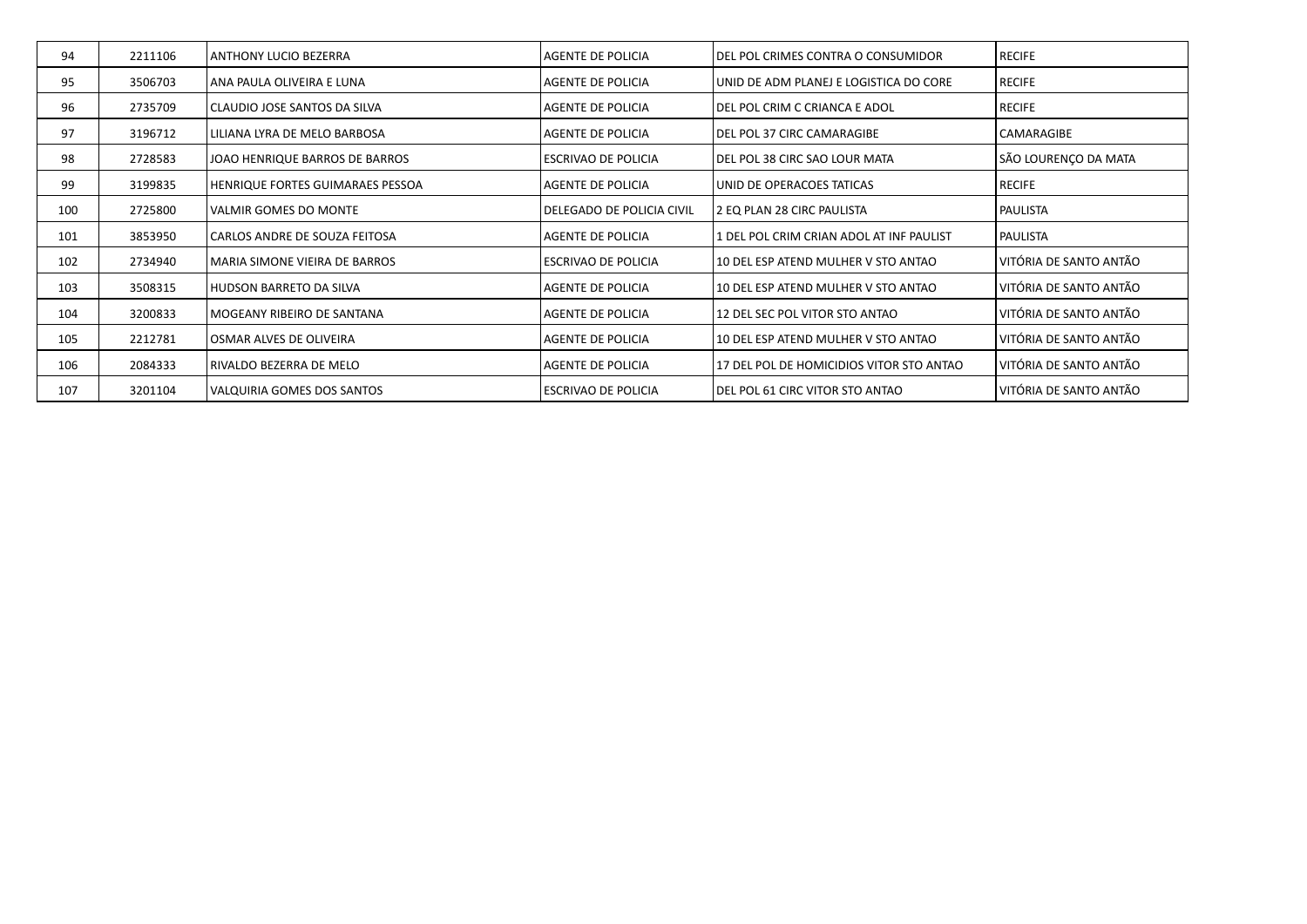| | | | | | |
|---|---|---|---|---|---|
| 94 | 2211106 | ANTHONY LUCIO BEZERRA | AGENTE DE POLICIA | DEL POL CRIMES CONTRA O CONSUMIDOR | RECIFE |
| 95 | 3506703 | ANA PAULA OLIVEIRA E LUNA | AGENTE DE POLICIA | UNID DE ADM PLANEJ E LOGISTICA DO CORE | RECIFE |
| 96 | 2735709 | CLAUDIO JOSE SANTOS DA SILVA | AGENTE DE POLICIA | DEL POL CRIM C CRIANCA E ADOL | RECIFE |
| 97 | 3196712 | LILIANA LYRA DE MELO BARBOSA | AGENTE DE POLICIA | DEL POL 37 CIRC CAMARAGIBE | CAMARAGIBE |
| 98 | 2728583 | JOAO HENRIQUE BARROS DE BARROS | ESCRIVAO DE POLICIA | DEL POL 38 CIRC SAO LOUR MATA | SÃO LOURENÇO DA MATA |
| 99 | 3199835 | HENRIQUE FORTES GUIMARAES PESSOA | AGENTE DE POLICIA | UNID DE OPERACOES TATICAS | RECIFE |
| 100 | 2725800 | VALMIR GOMES DO MONTE | DELEGADO DE POLICIA CIVIL | 2 EQ PLAN 28 CIRC PAULISTA | PAULISTA |
| 101 | 3853950 | CARLOS ANDRE DE SOUZA FEITOSA | AGENTE DE POLICIA | 1 DEL POL CRIM CRIAN ADOL AT INF PAULIST | PAULISTA |
| 102 | 2734940 | MARIA SIMONE VIEIRA DE BARROS | ESCRIVAO DE POLICIA | 10 DEL ESP ATEND MULHER V STO ANTAO | VITÓRIA DE SANTO ANTÃO |
| 103 | 3508315 | HUDSON BARRETO DA SILVA | AGENTE DE POLICIA | 10 DEL ESP ATEND MULHER V STO ANTAO | VITÓRIA DE SANTO ANTÃO |
| 104 | 3200833 | MOGEANY RIBEIRO DE SANTANA | AGENTE DE POLICIA | 12 DEL SEC POL VITOR STO ANTAO | VITÓRIA DE SANTO ANTÃO |
| 105 | 2212781 | OSMAR ALVES DE OLIVEIRA | AGENTE DE POLICIA | 10 DEL ESP ATEND MULHER V STO ANTAO | VITÓRIA DE SANTO ANTÃO |
| 106 | 2084333 | RIVALDO BEZERRA DE MELO | AGENTE DE POLICIA | 17 DEL POL DE HOMICIDIOS VITOR STO ANTAO | VITÓRIA DE SANTO ANTÃO |
| 107 | 3201104 | VALQUIRIA GOMES DOS SANTOS | ESCRIVAO DE POLICIA | DEL POL 61 CIRC VITOR STO ANTAO | VITÓRIA DE SANTO ANTÃO |